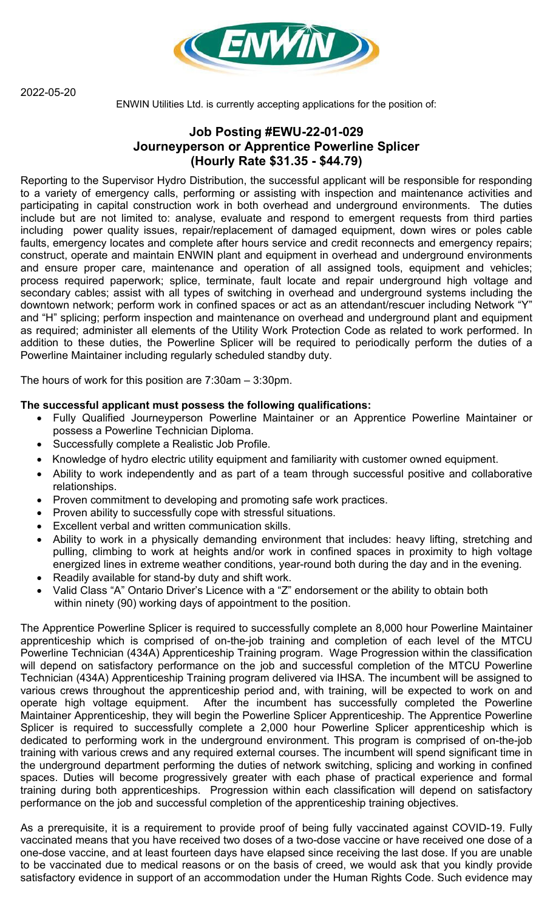2022-05-20

ENWIN Utilities Ltd. is currently accepting applications for the position of:

## Job Posting #EWU-22-01-029
## Journeyperson or Apprentice Powerline Splicer
## (Hourly Rate $31.35 - $44.79)

Reporting to the Supervisor Hydro Distribution, the successful applicant will be responsible for responding to a variety of emergency calls, performing or assisting with inspection and maintenance activities and participating in capital construction work in both overhead and underground environments. The duties include but are not limited to: analyse, evaluate and respond to emergent requests from third parties including power quality issues, repair/replacement of damaged equipment, down wires or poles cable faults, emergency locates and complete after hours service and credit reconnects and emergency repairs; construct, operate and maintain ENWIN plant and equipment in overhead and underground environments and ensure proper care, maintenance and operation of all assigned tools, equipment and vehicles; process required paperwork; splice, terminate, fault locate and repair underground high voltage and secondary cables; assist with all types of switching in overhead and underground systems including the downtown network; perform work in confined spaces or act as an attendant/rescuer including Network "Y" and "H" splicing; perform inspection and maintenance on overhead and underground plant and equipment as required; administer all elements of the Utility Work Protection Code as related to work performed. In addition to these duties, the Powerline Splicer will be required to periodically perform the duties of a Powerline Maintainer including regularly scheduled standby duty.

The hours of work for this position are 7:30am – 3:30pm.

**The successful applicant must possess the following qualifications:**

- Fully Qualified Journeyperson Powerline Maintainer or an Apprentice Powerline Maintainer or possess a Powerline Technician Diploma.
- Successfully complete a Realistic Job Profile.
- Knowledge of hydro electric utility equipment and familiarity with customer owned equipment.
- Ability to work independently and as part of a team through successful positive and collaborative relationships.
- Proven commitment to developing and promoting safe work practices.
- Proven ability to successfully cope with stressful situations.
- Excellent verbal and written communication skills.
- Ability to work in a physically demanding environment that includes: heavy lifting, stretching and pulling, climbing to work at heights and/or work in confined spaces in proximity to high voltage energized lines in extreme weather conditions, year-round both during the day and in the evening.
- Readily available for stand-by duty and shift work.
- Valid Class "A" Ontario Driver's Licence with a "Z" endorsement or the ability to obtain both within ninety (90) working days of appointment to the position.

The Apprentice Powerline Splicer is required to successfully complete an 8,000 hour Powerline Maintainer apprenticeship which is comprised of on-the-job training and completion of each level of the MTCU Powerline Technician (434A) Apprenticeship Training program. Wage Progression within the classification will depend on satisfactory performance on the job and successful completion of the MTCU Powerline Technician (434A) Apprenticeship Training program delivered via IHSA. The incumbent will be assigned to various crews throughout the apprenticeship period and, with training, will be expected to work on and operate high voltage equipment. After the incumbent has successfully completed the Powerline Maintainer Apprenticeship, they will begin the Powerline Splicer Apprenticeship. The Apprentice Powerline Splicer is required to successfully complete a 2,000 hour Powerline Splicer apprenticeship which is dedicated to performing work in the underground environment. This program is comprised of on-the-job training with various crews and any required external courses. The incumbent will spend significant time in the underground department performing the duties of network switching, splicing and working in confined spaces. Duties will become progressively greater with each phase of practical experience and formal training during both apprenticeships. Progression within each classification will depend on satisfactory performance on the job and successful completion of the apprenticeship training objectives.

As a prerequisite, it is a requirement to provide proof of being fully vaccinated against COVID-19. Fully vaccinated means that you have received two doses of a two-dose vaccine or have received one dose of a one-dose vaccine, and at least fourteen days have elapsed since receiving the last dose. If you are unable to be vaccinated due to medical reasons or on the basis of creed, we would ask that you kindly provide satisfactory evidence in support of an accommodation under the Human Rights Code. Such evidence may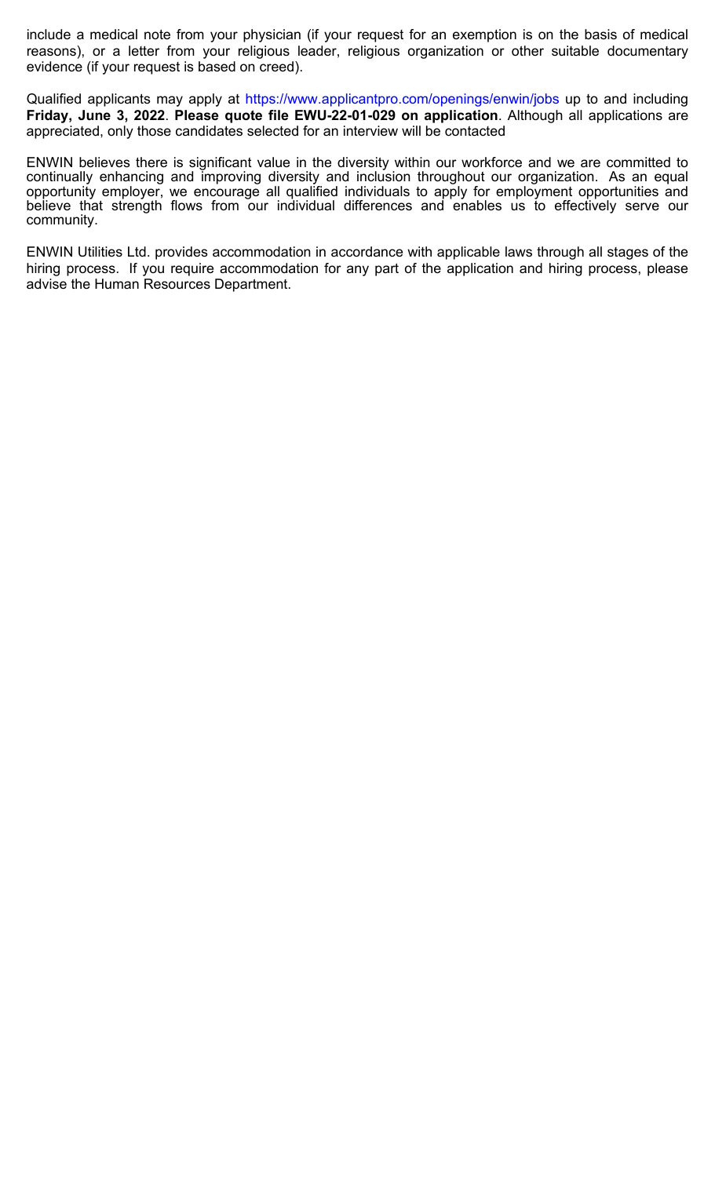include a medical note from your physician (if your request for an exemption is on the basis of medical reasons), or a letter from your religious leader, religious organization or other suitable documentary evidence (if your request is based on creed).

Qualified applicants may apply at https://www.applicantpro.com/openings/enwin/jobs up to and including **Friday, June 3, 2022**. **Please quote file EWU-22-01-029 on application**. Although all applications are appreciated, only those candidates selected for an interview will be contacted

ENWIN believes there is significant value in the diversity within our workforce and we are committed to continually enhancing and improving diversity and inclusion throughout our organization. As an equal opportunity employer, we encourage all qualified individuals to apply for employment opportunities and believe that strength flows from our individual differences and enables us to effectively serve our community.

ENWIN Utilities Ltd. provides accommodation in accordance with applicable laws through all stages of the hiring process. If you require accommodation for any part of the application and hiring process, please advise the Human Resources Department.